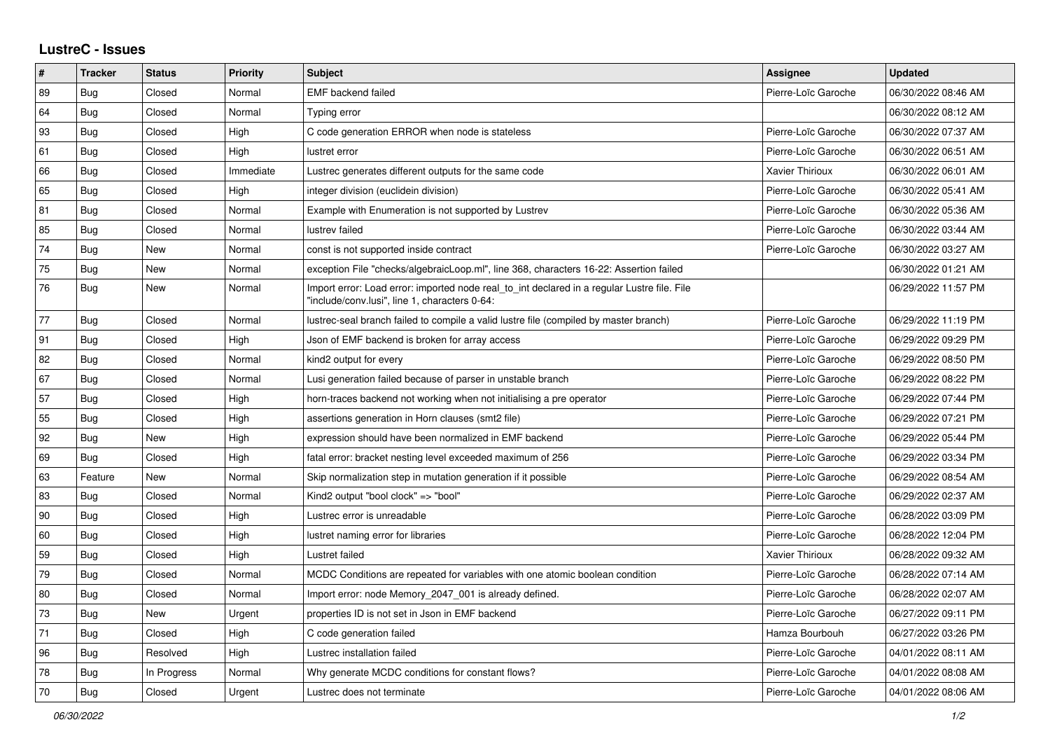# LustreC - Issues

| # | Tracker | Status | Priority | Subject | Assignee | Updated |
|---|---|---|---|---|---|---|
| 89 | Bug | Closed | Normal | EMF backend failed | Pierre-Loïc Garoche | 06/30/2022 08:46 AM |
| 64 | Bug | Closed | Normal | Typing error | | 06/30/2022 08:12 AM |
| 93 | Bug | Closed | High | C code generation ERROR when node is stateless | Pierre-Loïc Garoche | 06/30/2022 07:37 AM |
| 61 | Bug | Closed | High | lustret error | Pierre-Loïc Garoche | 06/30/2022 06:51 AM |
| 66 | Bug | Closed | Immediate | Lustrec generates different outputs for the same code | Xavier Thirioux | 06/30/2022 06:01 AM |
| 65 | Bug | Closed | High | integer division (euclidein division) | Pierre-Loïc Garoche | 06/30/2022 05:41 AM |
| 81 | Bug | Closed | Normal | Example with Enumeration is not supported by Lustrev | Pierre-Loïc Garoche | 06/30/2022 05:36 AM |
| 85 | Bug | Closed | Normal | lustrev failed | Pierre-Loïc Garoche | 06/30/2022 03:44 AM |
| 74 | Bug | New | Normal | const is not supported inside contract | Pierre-Loïc Garoche | 06/30/2022 03:27 AM |
| 75 | Bug | New | Normal | exception File "checks/algebraicLoop.ml", line 368, characters 16-22: Assertion failed | | 06/30/2022 01:21 AM |
| 76 | Bug | New | Normal | Import error: Load error: imported node real_to_int declared in a regular Lustre file. File "include/conv.lusi", line 1, characters 0-64: | | 06/29/2022 11:57 PM |
| 77 | Bug | Closed | Normal | lustrec-seal branch failed to compile a valid lustre file (compiled by master branch) | Pierre-Loïc Garoche | 06/29/2022 11:19 PM |
| 91 | Bug | Closed | High | Json of EMF backend is broken for array access | Pierre-Loïc Garoche | 06/29/2022 09:29 PM |
| 82 | Bug | Closed | Normal | kind2 output for every | Pierre-Loïc Garoche | 06/29/2022 08:50 PM |
| 67 | Bug | Closed | Normal | Lusi generation failed because of parser in unstable branch | Pierre-Loïc Garoche | 06/29/2022 08:22 PM |
| 57 | Bug | Closed | High | horn-traces backend not working when not initialising a pre operator | Pierre-Loïc Garoche | 06/29/2022 07:44 PM |
| 55 | Bug | Closed | High | assertions generation in Horn clauses (smt2 file) | Pierre-Loïc Garoche | 06/29/2022 07:21 PM |
| 92 | Bug | New | High | expression should have been normalized in EMF backend | Pierre-Loïc Garoche | 06/29/2022 05:44 PM |
| 69 | Bug | Closed | High | fatal error: bracket nesting level exceeded maximum of 256 | Pierre-Loïc Garoche | 06/29/2022 03:34 PM |
| 63 | Feature | New | Normal | Skip normalization step in mutation generation if it possible | Pierre-Loïc Garoche | 06/29/2022 08:54 AM |
| 83 | Bug | Closed | Normal | Kind2 output "bool clock" => "bool" | Pierre-Loïc Garoche | 06/29/2022 02:37 AM |
| 90 | Bug | Closed | High | Lustrec error is unreadable | Pierre-Loïc Garoche | 06/28/2022 03:09 PM |
| 60 | Bug | Closed | High | lustret naming error for libraries | Pierre-Loïc Garoche | 06/28/2022 12:04 PM |
| 59 | Bug | Closed | High | Lustret failed | Xavier Thirioux | 06/28/2022 09:32 AM |
| 79 | Bug | Closed | Normal | MCDC Conditions are repeated for variables with one atomic boolean condition | Pierre-Loïc Garoche | 06/28/2022 07:14 AM |
| 80 | Bug | Closed | Normal | Import error: node Memory_2047_001 is already defined. | Pierre-Loïc Garoche | 06/28/2022 02:07 AM |
| 73 | Bug | New | Urgent | properties ID is not set in Json in EMF backend | Pierre-Loïc Garoche | 06/27/2022 09:11 PM |
| 71 | Bug | Closed | High | C code generation failed | Hamza Bourbouh | 06/27/2022 03:26 PM |
| 96 | Bug | Resolved | High | Lustrec installation failed | Pierre-Loïc Garoche | 04/01/2022 08:11 AM |
| 78 | Bug | In Progress | Normal | Why generate MCDC conditions for constant flows? | Pierre-Loïc Garoche | 04/01/2022 08:08 AM |
| 70 | Bug | Closed | Urgent | Lustrec does not terminate | Pierre-Loïc Garoche | 04/01/2022 08:06 AM |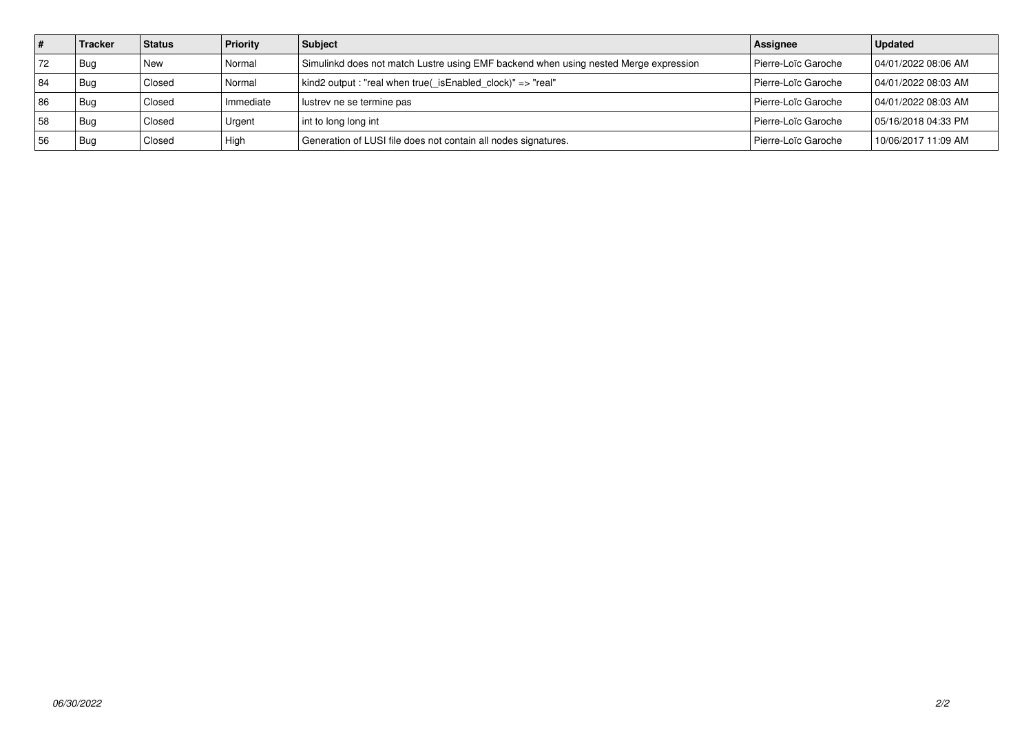| # | Tracker | Status | Priority | Subject | Assignee | Updated |
| --- | --- | --- | --- | --- | --- | --- |
| 72 | Bug | New | Normal | Simulinkd does not match Lustre using EMF backend when using nested Merge expression | Pierre-Loïc Garoche | 04/01/2022 08:06 AM |
| 84 | Bug | Closed | Normal | kind2 output : "real when true(_isEnabled_clock)" => "real" | Pierre-Loïc Garoche | 04/01/2022 08:03 AM |
| 86 | Bug | Closed | Immediate | lustrev ne se termine pas | Pierre-Loïc Garoche | 04/01/2022 08:03 AM |
| 58 | Bug | Closed | Urgent | int to long long int | Pierre-Loïc Garoche | 05/16/2018 04:33 PM |
| 56 | Bug | Closed | High | Generation of LUSI file does not contain all nodes signatures. | Pierre-Loïc Garoche | 10/06/2017 11:09 AM |